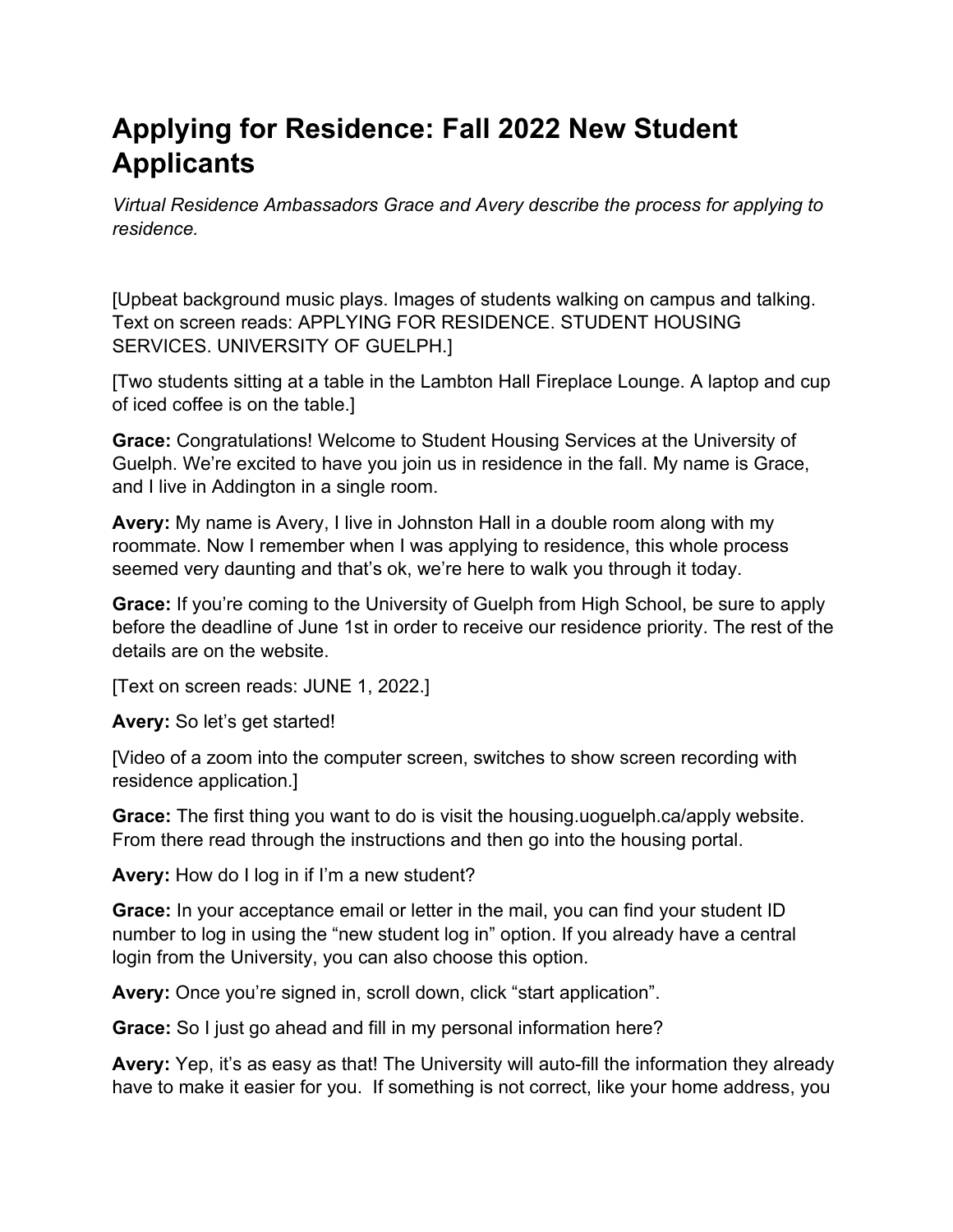# Applying for Residence: Fall 2022 New Student Applicants

*Virtual Residence Ambassadors Grace and Avery describe the process for applying to residence.*

[Upbeat background music plays. Images of students walking on campus and talking. Text on screen reads: APPLYING FOR RESIDENCE. STUDENT HOUSING SERVICES. UNIVERSITY OF GUELPH.]

[Two students sitting at a table in the Lambton Hall Fireplace Lounge. A laptop and cup of iced coffee is on the table.]

**Grace:** Congratulations! Welcome to Student Housing Services at the University of Guelph. We're excited to have you join us in residence in the fall. My name is Grace, and I live in Addington in a single room.

**Avery:** My name is Avery, I live in Johnston Hall in a double room along with my roommate. Now I remember when I was applying to residence, this whole process seemed very daunting and that's ok, we're here to walk you through it today.

**Grace:** If you're coming to the University of Guelph from High School, be sure to apply before the deadline of June 1st in order to receive our residence priority. The rest of the details are on the website.

[Text on screen reads: JUNE 1, 2022.]

**Avery:** So let's get started!

[Video of a zoom into the computer screen, switches to show screen recording with residence application.]

**Grace:** The first thing you want to do is visit the housing.uoguelph.ca/apply website. From there read through the instructions and then go into the housing portal.

**Avery:** How do I log in if I'm a new student?

**Grace:** In your acceptance email or letter in the mail, you can find your student ID number to log in using the "new student log in" option. If you already have a central login from the University, you can also choose this option.

**Avery:** Once you're signed in, scroll down, click "start application".

**Grace:** So I just go ahead and fill in my personal information here?

**Avery:** Yep, it's as easy as that! The University will auto-fill the information they already have to make it easier for you. If something is not correct, like your home address, you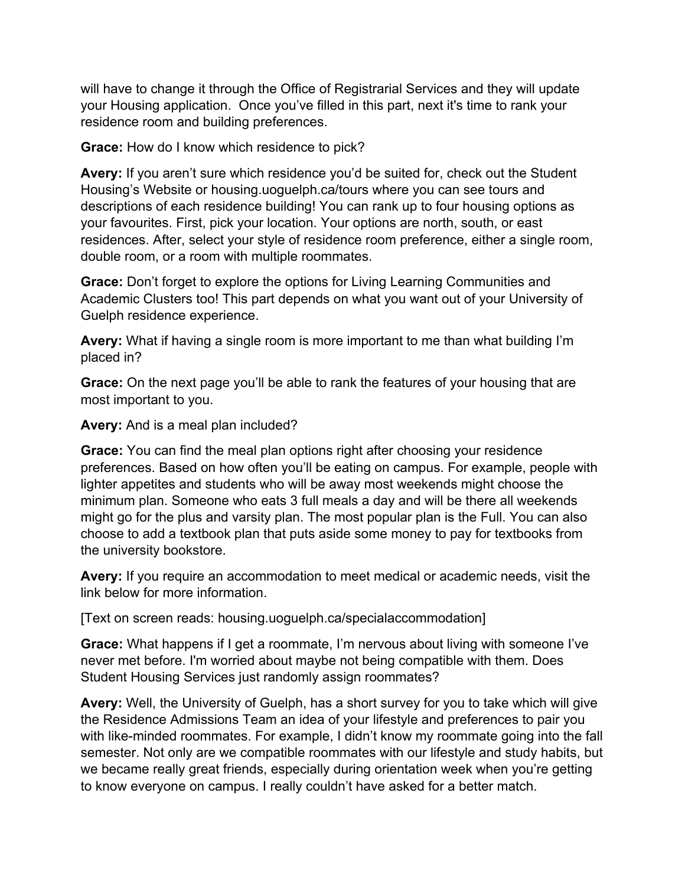will have to change it through the Office of Registrarial Services and they will update your Housing application.  Once you've filled in this part, next it's time to rank your residence room and building preferences.

**Grace:** How do I know which residence to pick?

**Avery:** If you aren't sure which residence you'd be suited for, check out the Student Housing's Website or housing.uoguelph.ca/tours where you can see tours and descriptions of each residence building! You can rank up to four housing options as your favourites. First, pick your location. Your options are north, south, or east residences. After, select your style of residence room preference, either a single room, double room, or a room with multiple roommates.

**Grace:** Don't forget to explore the options for Living Learning Communities and Academic Clusters too! This part depends on what you want out of your University of Guelph residence experience.

**Avery:** What if having a single room is more important to me than what building I'm placed in?

**Grace:** On the next page you'll be able to rank the features of your housing that are most important to you.

**Avery:** And is a meal plan included?

**Grace:** You can find the meal plan options right after choosing your residence preferences. Based on how often you'll be eating on campus. For example, people with lighter appetites and students who will be away most weekends might choose the minimum plan. Someone who eats 3 full meals a day and will be there all weekends might go for the plus and varsity plan. The most popular plan is the Full. You can also choose to add a textbook plan that puts aside some money to pay for textbooks from the university bookstore.

**Avery:** If you require an accommodation to meet medical or academic needs, visit the link below for more information.

[Text on screen reads: housing.uoguelph.ca/specialaccommodation]

**Grace:** What happens if I get a roommate, I'm nervous about living with someone I've never met before. I'm worried about maybe not being compatible with them. Does Student Housing Services just randomly assign roommates?

**Avery:** Well, the University of Guelph, has a short survey for you to take which will give the Residence Admissions Team an idea of your lifestyle and preferences to pair you with like-minded roommates. For example, I didn't know my roommate going into the fall semester. Not only are we compatible roommates with our lifestyle and study habits, but we became really great friends, especially during orientation week when you're getting to know everyone on campus. I really couldn't have asked for a better match.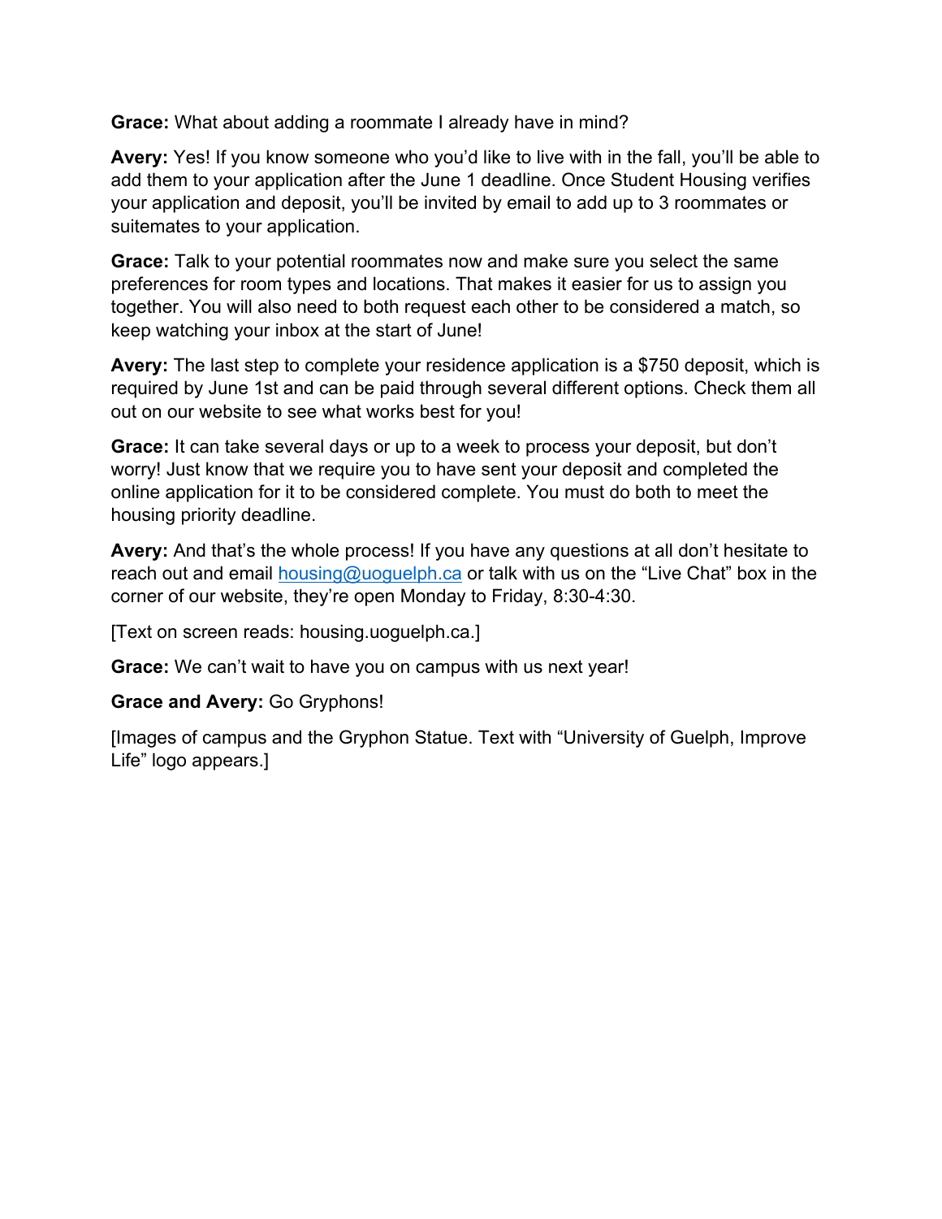**Grace:** What about adding a roommate I already have in mind?

**Avery:** Yes! If you know someone who you'd like to live with in the fall, you'll be able to add them to your application after the June 1 deadline. Once Student Housing verifies your application and deposit, you'll be invited by email to add up to 3 roommates or suitemates to your application.

**Grace:** Talk to your potential roommates now and make sure you select the same preferences for room types and locations. That makes it easier for us to assign you together. You will also need to both request each other to be considered a match, so keep watching your inbox at the start of June!

**Avery:** The last step to complete your residence application is a $750 deposit, which is required by June 1st and can be paid through several different options. Check them all out on our website to see what works best for you!

**Grace:** It can take several days or up to a week to process your deposit, but don't worry! Just know that we require you to have sent your deposit and completed the online application for it to be considered complete. You must do both to meet the housing priority deadline.

**Avery:** And that's the whole process! If you have any questions at all don't hesitate to reach out and email housing@uoguelph.ca or talk with us on the "Live Chat" box in the corner of our website, they're open Monday to Friday, 8:30-4:30.

[Text on screen reads: housing.uoguelph.ca.]

**Grace:** We can't wait to have you on campus with us next year!

**Grace and Avery:** Go Gryphons!

[Images of campus and the Gryphon Statue. Text with "University of Guelph, Improve Life" logo appears.]